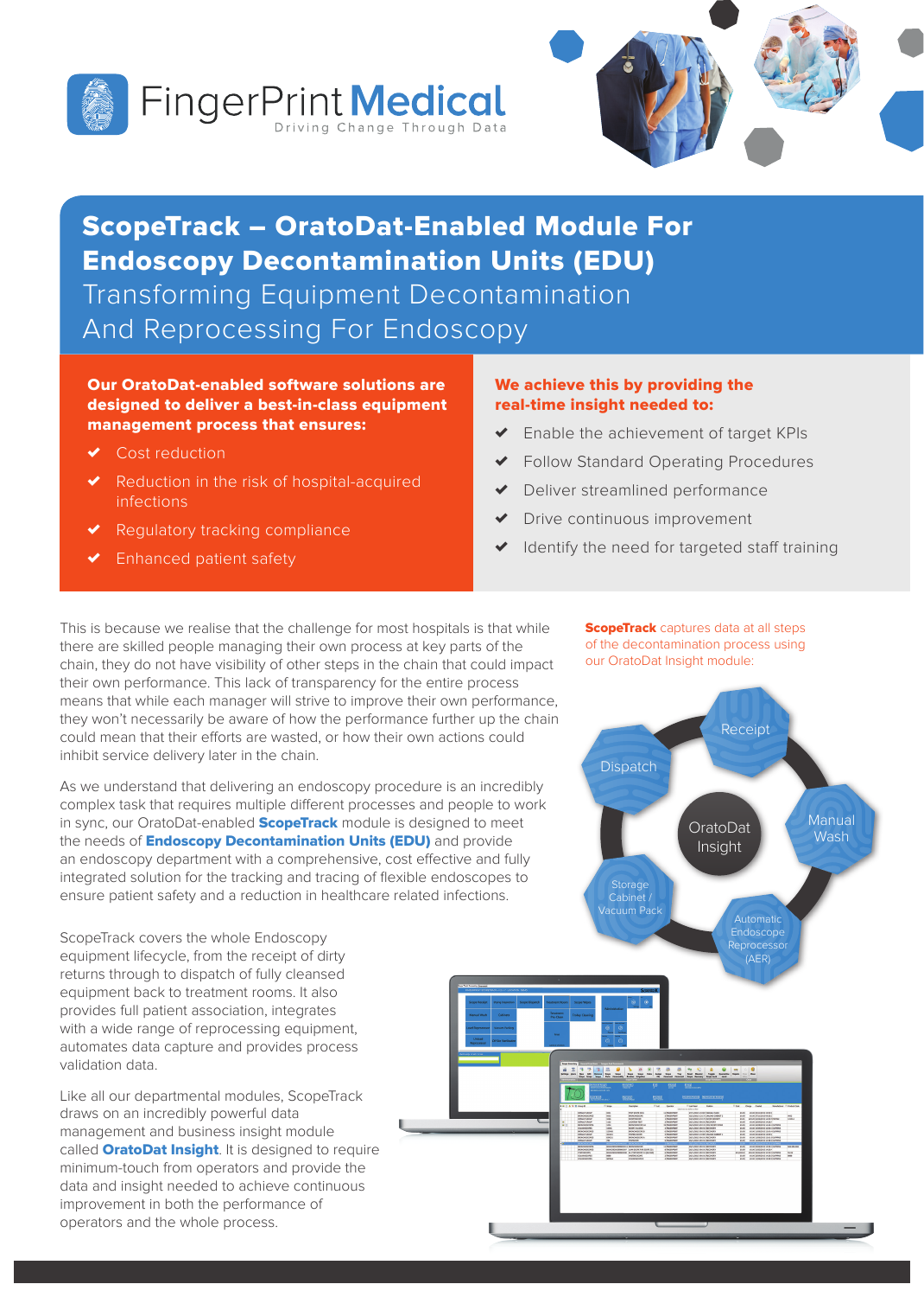FingerPrint **Medical**

Driving Change Through Data

# ScopeTrack – OratoDat-Enabled Module For Endoscopy Decontamination Units (EDU)

## Transforming Equipment Decontamination And Reprocessing For Endoscopy

**Our OratoDat-enabled software solutions are designed to deliver a best-in-class equipment management process that ensures:**

- Cost reduction
- Reduction in the risk of hospital-acquired infections
- Regulatory tracking compliance
- Enhanced patient safety

**We achieve this by providing the real-time insight needed to:**

- Enable the achievement of target KPIs
- Follow Standard Operating Procedures
- Deliver streamlined performance
- Drive continuous improvement
- Identify the need for targeted staff training

This is because we realise that the challenge for most hospitals is that while there are skilled people managing their own process at key parts of the chain, they do not have visibility of other steps in the chain that could impact their own performance. This lack of transparency for the entire process means that while each manager will strive to improve their own performance, they won't necessarily be aware of how the performance further up the chain could mean that their efforts are wasted, or how their own actions could inhibit service delivery later in the chain.

As we understand that delivering an endoscopy procedure is an incredibly complex task that requires multiple different processes and people to work in sync, our OratoDat-enabled **ScopeTrack** module is designed to meet the needs of **Endoscopy Decontamination Units (EDU)** and provide an endoscopy department with a comprehensive, cost effective and fully integrated solution for the tracking and tracing of flexible endoscopes to ensure patient safety and a reduction in healthcare related infections.

ScopeTrack covers the whole Endoscopy equipment lifecycle, from the receipt of dirty returns through to dispatch of fully cleansed equipment back to treatment rooms. It also provides full patient association, integrates with a wide range of reprocessing equipment, automates data capture and provides process validation data.

Like all our departmental modules, ScopeTrack draws on an incredibly powerful data management and business insight module called **OratoDat Insight**. It is designed to require minimum-touch from operators and provide the data and insight needed to achieve continuous improvement in both the performance of operators and the whole process.

**ScopeTrack** captures data at all steps of the decontamination process using our OratoDat Insight module:

- Receipt
- Manual Wash
- Automatic Endoscope Reprocessor (AER)
- Storage Cabinet / Vacuum Pack
- Dispatch

OratoDat Insight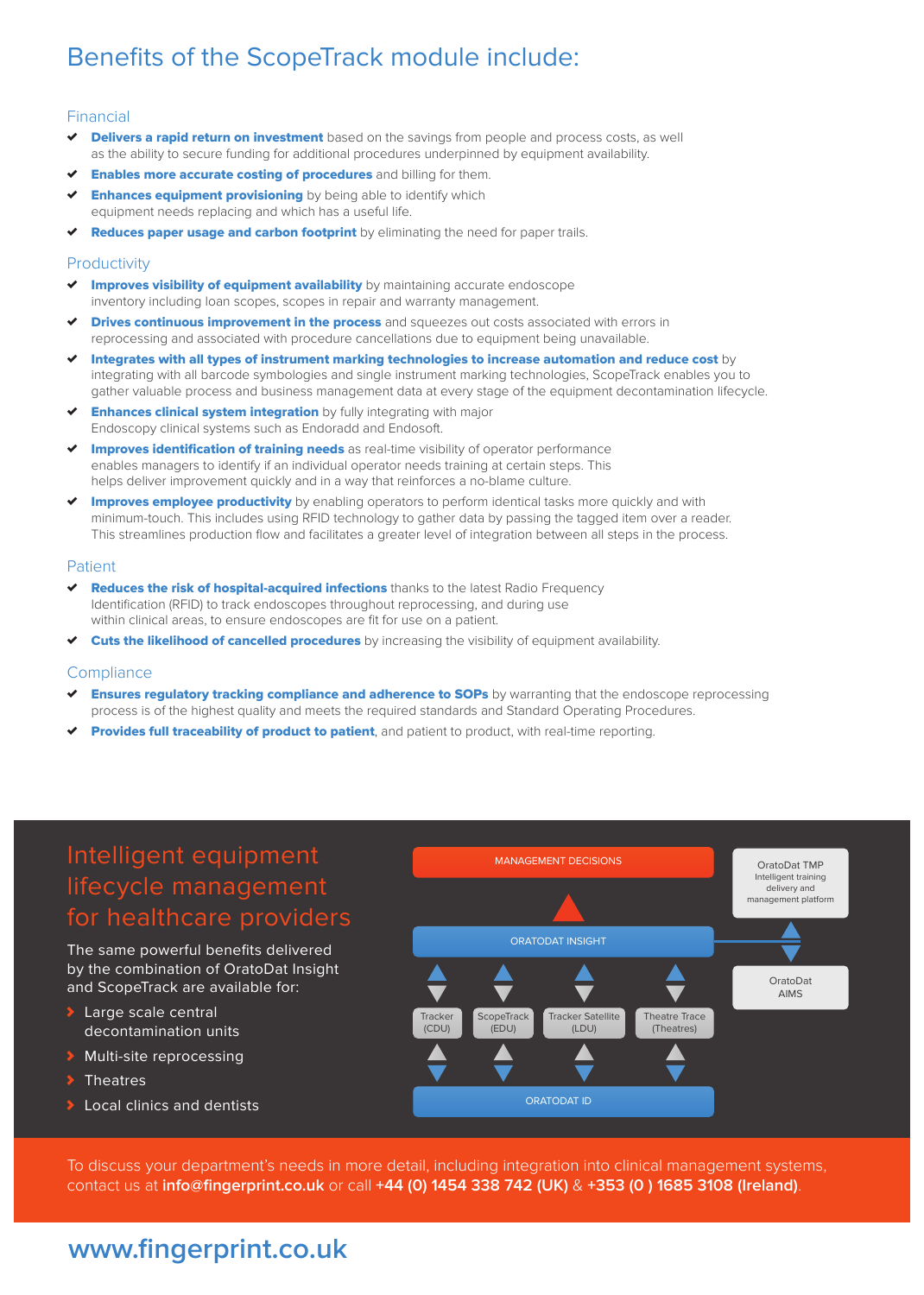# Benefits of the ScopeTrack module include:

## Financial

- **Delivers a rapid return on investment** based on the savings from people and process costs, as well as the ability to secure funding for additional procedures underpinned by equipment availability.
- **Enables more accurate costing of procedures** and billing for them.
- **Enhances equipment provisioning** by being able to identify which equipment needs replacing and which has a useful life.
- **Reduces paper usage and carbon footprint** by eliminating the need for paper trails.

## Productivity

- **Improves visibility of equipment availability** by maintaining accurate endoscope inventory including loan scopes, scopes in repair and warranty management.
- **Drives continuous improvement in the process** and squeezes out costs associated with errors in reprocessing and associated with procedure cancellations due to equipment being unavailable.
- **Integrates with all types of instrument marking technologies to increase automation and reduce cost** by integrating with all barcode symbologies and single instrument marking technologies, ScopeTrack enables you to gather valuable process and business management data at every stage of the equipment decontamination lifecycle.
- **Enhances clinical system integration** by fully integrating with major Endoscopy clinical systems such as Endoradd and Endosoft.
- **Improves identification of training needs** as real-time visibility of operator performance enables managers to identify if an individual operator needs training at certain steps. This helps deliver improvement quickly and in a way that reinforces a no-blame culture.
- **Improves employee productivity** by enabling operators to perform identical tasks more quickly and with minimum-touch. This includes using RFID technology to gather data by passing the tagged item over a reader. This streamlines production flow and facilitates a greater level of integration between all steps in the process.

## Patient

- **Reduces the risk of hospital-acquired infections** thanks to the latest Radio Frequency Identification (RFID) to track endoscopes throughout reprocessing, and during use within clinical areas, to ensure endoscopes are fit for use on a patient.
- **Cuts the likelihood of cancelled procedures** by increasing the visibility of equipment availability.

## Compliance

- **Ensures regulatory tracking compliance and adherence to SOPs** by warranting that the endoscope reprocessing process is of the highest quality and meets the required standards and Standard Operating Procedures.
- **Provides full traceability of product to patient**, and patient to product, with real-time reporting.

## Intelligent equipment lifecycle management for healthcare providers

The same powerful benefits delivered by the combination of OratoDat Insight and ScopeTrack are available for:

- Large scale central decontamination units
- Multi-site reprocessing
- Theatres
- Local clinics and dentists

MANAGEMENT DECISIONS

ORATODAT INSIGHT

OratoDat TMP
Intelligent training delivery and management platform

OratoDat AIMS

Tracker (CDU)

ScopeTrack (EDU)

Tracker Satellite (LDU)

Theatre Trace (Theatres)

ORATODAT ID

To discuss your department's needs in more detail, including integration into clinical management systems, contact us at **info@fingerprint.co.uk** or call **+44 (0) 1454 338 742 (UK)** & **+353 (0 ) 1685 3108 (Ireland)**.

**www.fingerprint.co.uk**